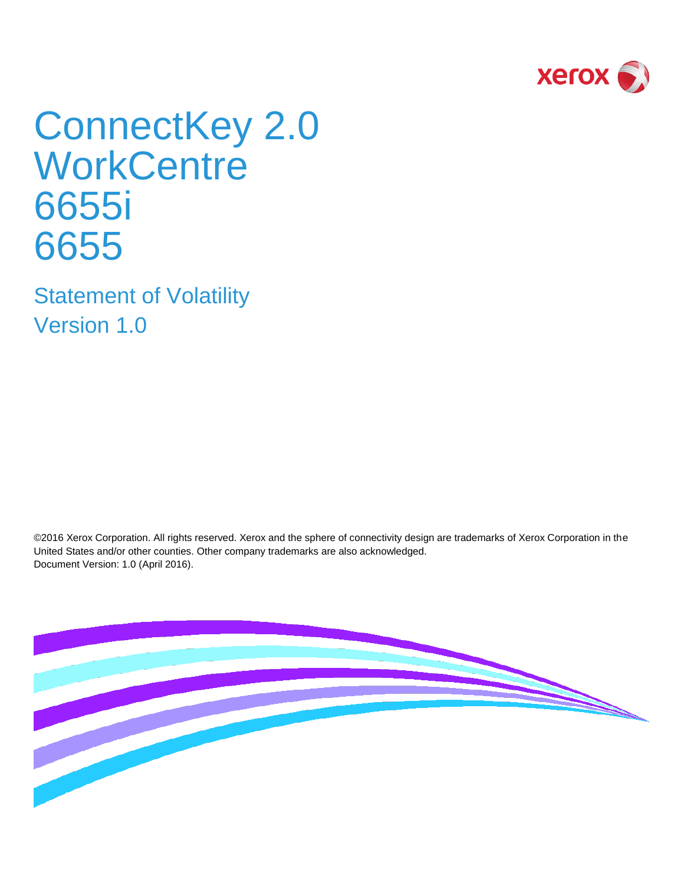# ConnectKey 2.0 WorkCentre 6655i 6655

## Statement of Volatility
## Version 1.0

©2016 Xerox Corporation. All rights reserved. Xerox and the sphere of connectivity design are trademarks of Xerox Corporation in the United States and/or other counties. Other company trademarks are also acknowledged.
Document Version: 1.0 (April 2016).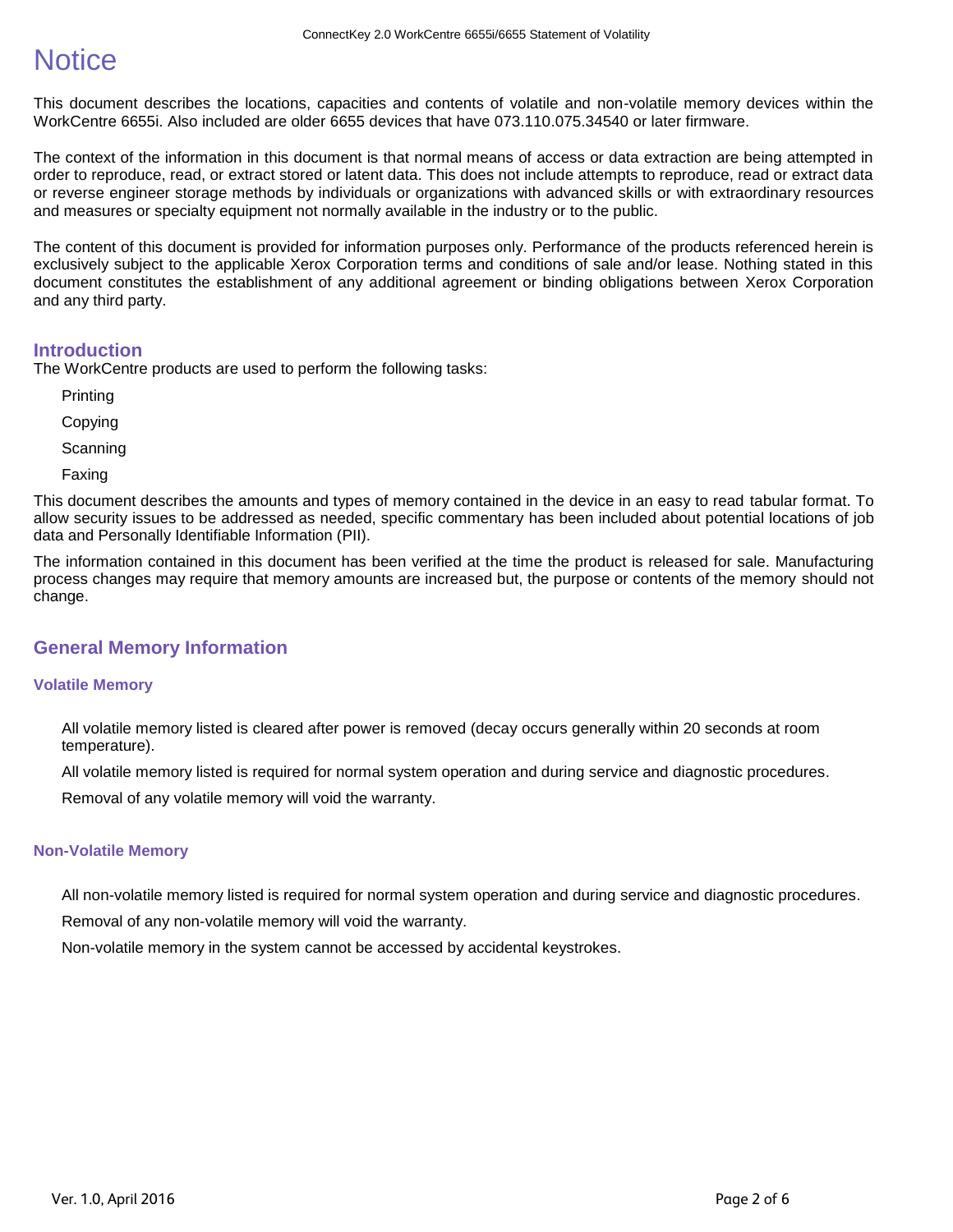# Notice

This document describes the locations, capacities and contents of volatile and non-volatile memory devices within the WorkCentre 6655i. Also included are older 6655 devices that have 073.110.075.34540 or later firmware.

The context of the information in this document is that normal means of access or data extraction are being attempted in order to reproduce, read, or extract stored or latent data. This does not include attempts to reproduce, read or extract data or reverse engineer storage methods by individuals or organizations with advanced skills or with extraordinary resources and measures or specialty equipment not normally available in the industry or to the public.

The content of this document is provided for information purposes only. Performance of the products referenced herein is exclusively subject to the applicable Xerox Corporation terms and conditions of sale and/or lease. Nothing stated in this document constitutes the establishment of any additional agreement or binding obligations between Xerox Corporation and any third party.

## Introduction

The WorkCentre products are used to perform the following tasks:

- Printing
- Copying
- Scanning
- Faxing

This document describes the amounts and types of memory contained in the device in an easy to read tabular format. To allow security issues to be addressed as needed, specific commentary has been included about potential locations of job data and Personally Identifiable Information (PII).

The information contained in this document has been verified at the time the product is released for sale. Manufacturing process changes may require that memory amounts are increased but, the purpose or contents of the memory should not change.

## General Memory Information

### Volatile Memory

- All volatile memory listed is cleared after power is removed (decay occurs generally within 20 seconds at room temperature).
- All volatile memory listed is required for normal system operation and during service and diagnostic procedures.
- Removal of any volatile memory will void the warranty.

### Non-Volatile Memory

- All non-volatile memory listed is required for normal system operation and during service and diagnostic procedures.
- Removal of any non-volatile memory will void the warranty.
- Non-volatile memory in the system cannot be accessed by accidental keystrokes.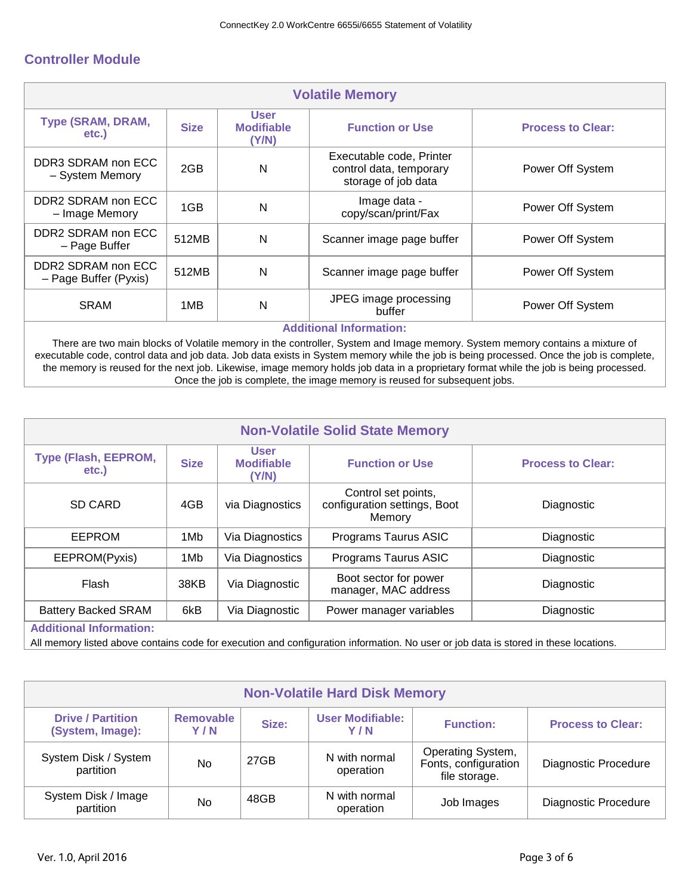## Controller Module

| Volatile Memory | | | | |
|---|---|---|---|---|
| **Type (SRAM, DRAM, etc.)** | **Size** | **User Modifiable (Y/N)** | **Function or Use** | **Process to Clear:** |
| DDR3 SDRAM non ECC – System Memory | 2GB | N | Executable code, Printer control data, temporary storage of job data | Power Off System |
| DDR2 SDRAM non ECC – Image Memory | 1GB | N | Image data - copy/scan/print/Fax | Power Off System |
| DDR2 SDRAM non ECC – Page Buffer | 512MB | N | Scanner image page buffer | Power Off System |
| DDR2 SDRAM non ECC – Page Buffer (Pyxis) | 512MB | N | Scanner image page buffer | Power Off System |
| SRAM | 1MB | N | JPEG image processing buffer | Power Off System |

**Additional Information:**

There are two main blocks of Volatile memory in the controller, System and Image memory. System memory contains a mixture of executable code, control data and job data. Job data exists in System memory while the job is being processed. Once the job is complete, the memory is reused for the next job. Likewise, image memory holds job data in a proprietary format while the job is being processed. Once the job is complete, the image memory is reused for subsequent jobs.

| Non-Volatile Solid State Memory | | | | |
|---|---|---|---|---|
| **Type (Flash, EEPROM, etc.)** | **Size** | **User Modifiable (Y/N)** | **Function or Use** | **Process to Clear:** |
| SD CARD | 4GB | via Diagnostics | Control set points, configuration settings, Boot Memory | Diagnostic |
| EEPROM | 1Mb | Via Diagnostics | Programs Taurus ASIC | Diagnostic |
| EEPROM(Pyxis) | 1Mb | Via Diagnostics | Programs Taurus ASIC | Diagnostic |
| Flash | 38KB | Via Diagnostic | Boot sector for power manager, MAC address | Diagnostic |
| Battery Backed SRAM | 6kB | Via Diagnostic | Power manager variables | Diagnostic |

**Additional Information:**

All memory listed above contains code for execution and configuration information. No user or job data is stored in these locations.

| Non-Volatile Hard Disk Memory | | | | | |
|---|---|---|---|---|---|
| **Drive / Partition (System, Image):** | **Removable Y / N** | **Size:** | **User Modifiable: Y / N** | **Function:** | **Process to Clear:** |
| System Disk / System partition | No | 27GB | N with normal operation | Operating System, Fonts, configuration file storage. | Diagnostic Procedure |
| System Disk / Image partition | No | 48GB | N with normal operation | Job Images | Diagnostic Procedure |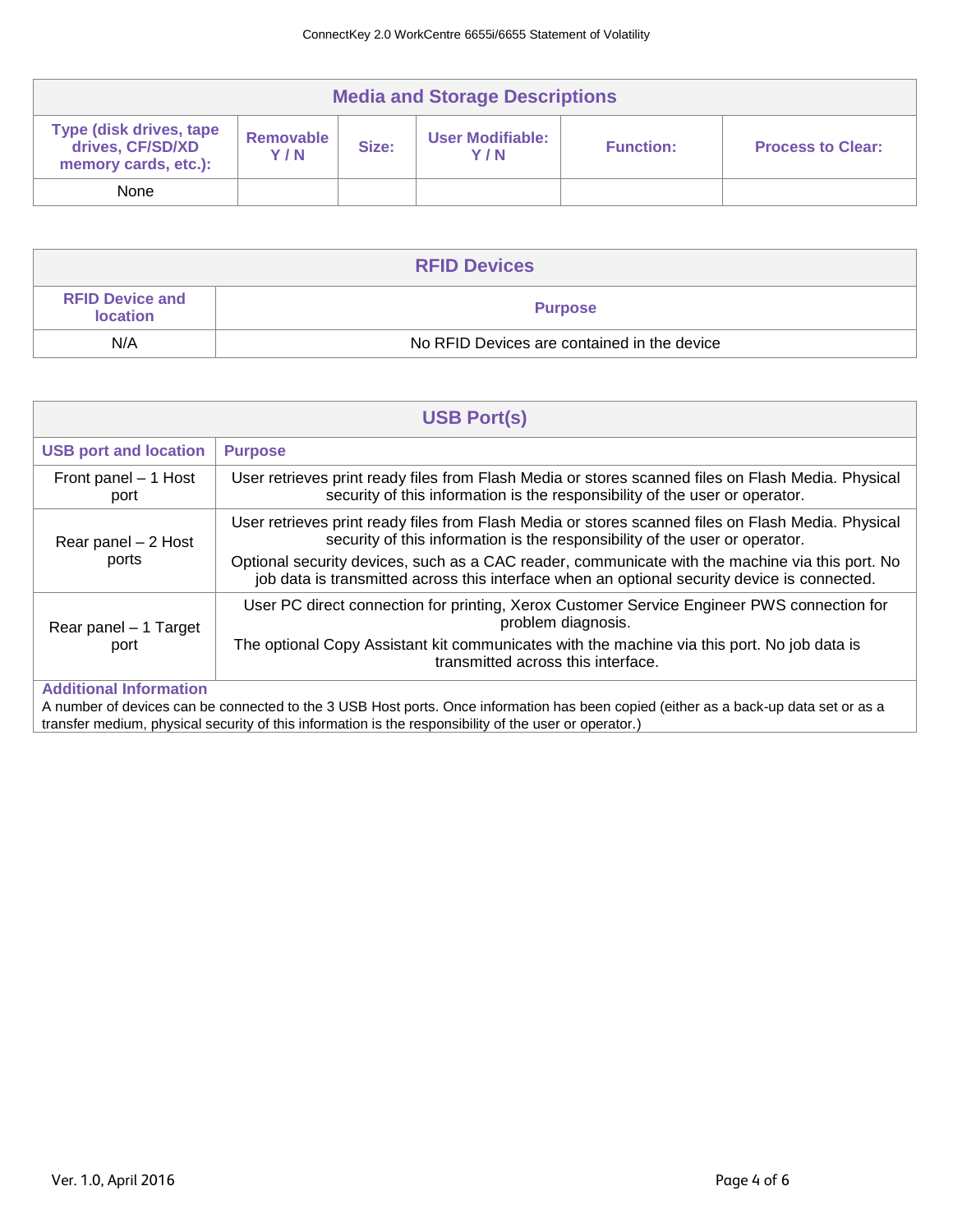| Media and Storage Descriptions | | | | | |
|---|---|---|---|---|---|
| **Type (disk drives, tape drives, CF/SD/XD memory cards, etc.):** | **Removable Y / N** | **Size:** | **User Modifiable: Y / N** | **Function:** | **Process to Clear:** |
| None | | | | | |

| RFID Devices | |
|---|---|
| **RFID Device and location** | **Purpose** |
| N/A | No RFID Devices are contained in the device |

| USB Port(s) | |
|---|---|
| **USB port and location** | **Purpose** |
| Front panel – 1 Host port | User retrieves print ready files from Flash Media or stores scanned files on Flash Media. Physical security of this information is the responsibility of the user or operator. |
| Rear panel – 2 Host ports | User retrieves print ready files from Flash Media or stores scanned files on Flash Media. Physical security of this information is the responsibility of the user or operator. Optional security devices, such as a CAC reader, communicate with the machine via this port. No job data is transmitted across this interface when an optional security device is connected. |
| Rear panel – 1 Target port | User PC direct connection for printing, Xerox Customer Service Engineer PWS connection for problem diagnosis. The optional Copy Assistant kit communicates with the machine via this port. No job data is transmitted across this interface. |
| **Additional Information** A number of devices can be connected to the 3 USB Host ports. Once information has been copied (either as a back-up data set or as a transfer medium, physical security of this information is the responsibility of the user or operator.) | |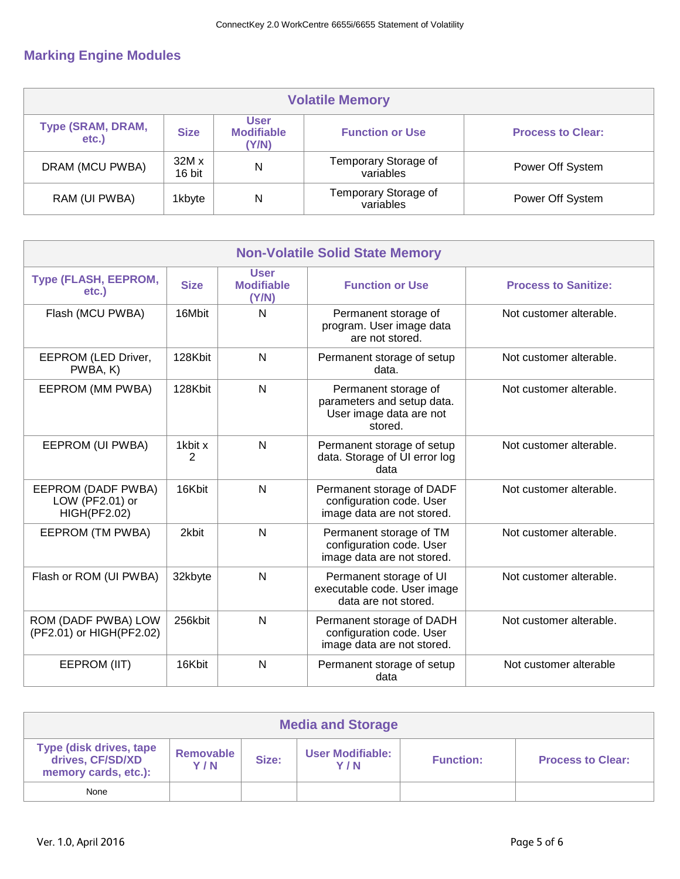## Marking Engine Modules

| Volatile Memory | | | | |
|---|---|---|---|---|
| **Type (SRAM, DRAM, etc.)** | **Size** | **User Modifiable (Y/N)** | **Function or Use** | **Process to Clear:** |
| DRAM (MCU PWBA) | 32M x 16 bit | N | Temporary Storage of variables | Power Off System |
| RAM (UI PWBA) | 1kbyte | N | Temporary Storage of variables | Power Off System |

| Non-Volatile Solid State Memory | | | | |
|---|---|---|---|---|
| **Type (FLASH, EEPROM, etc.)** | **Size** | **User Modifiable (Y/N)** | **Function or Use** | **Process to Sanitize:** |
| Flash (MCU PWBA) | 16Mbit | N | Permanent storage of program. User image data are not stored. | Not customer alterable. |
| EEPROM (LED Driver, PWBA, K) | 128Kbit | N | Permanent storage of setup data. | Not customer alterable. |
| EEPROM (MM PWBA) | 128Kbit | N | Permanent storage of parameters and setup data. User image data are not stored. | Not customer alterable. |
| EEPROM (UI PWBA) | 1kbit x 2 | N | Permanent storage of setup data. Storage of UI error log data | Not customer alterable. |
| EEPROM (DADF PWBA) LOW (PF2.01) or HIGH(PF2.02) | 16Kbit | N | Permanent storage of DADF configuration code. User image data are not stored. | Not customer alterable. |
| EEPROM (TM PWBA) | 2kbit | N | Permanent storage of TM configuration code. User image data are not stored. | Not customer alterable. |
| Flash or ROM (UI PWBA) | 32kbyte | N | Permanent storage of UI executable code. User image data are not stored. | Not customer alterable. |
| ROM (DADF PWBA) LOW (PF2.01) or HIGH(PF2.02) | 256kbit | N | Permanent storage of DADH configuration code. User image data are not stored. | Not customer alterable. |
| EEPROM (IIT) | 16Kbit | N | Permanent storage of setup data | Not customer alterable |

| Media and Storage | | | | | |
|---|---|---|---|---|---|
| **Type (disk drives, tape drives, CF/SD/XD memory cards, etc.):** | **Removable Y / N** | **Size:** | **User Modifiable: Y / N** | **Function:** | **Process to Clear:** |
| None | | | | | |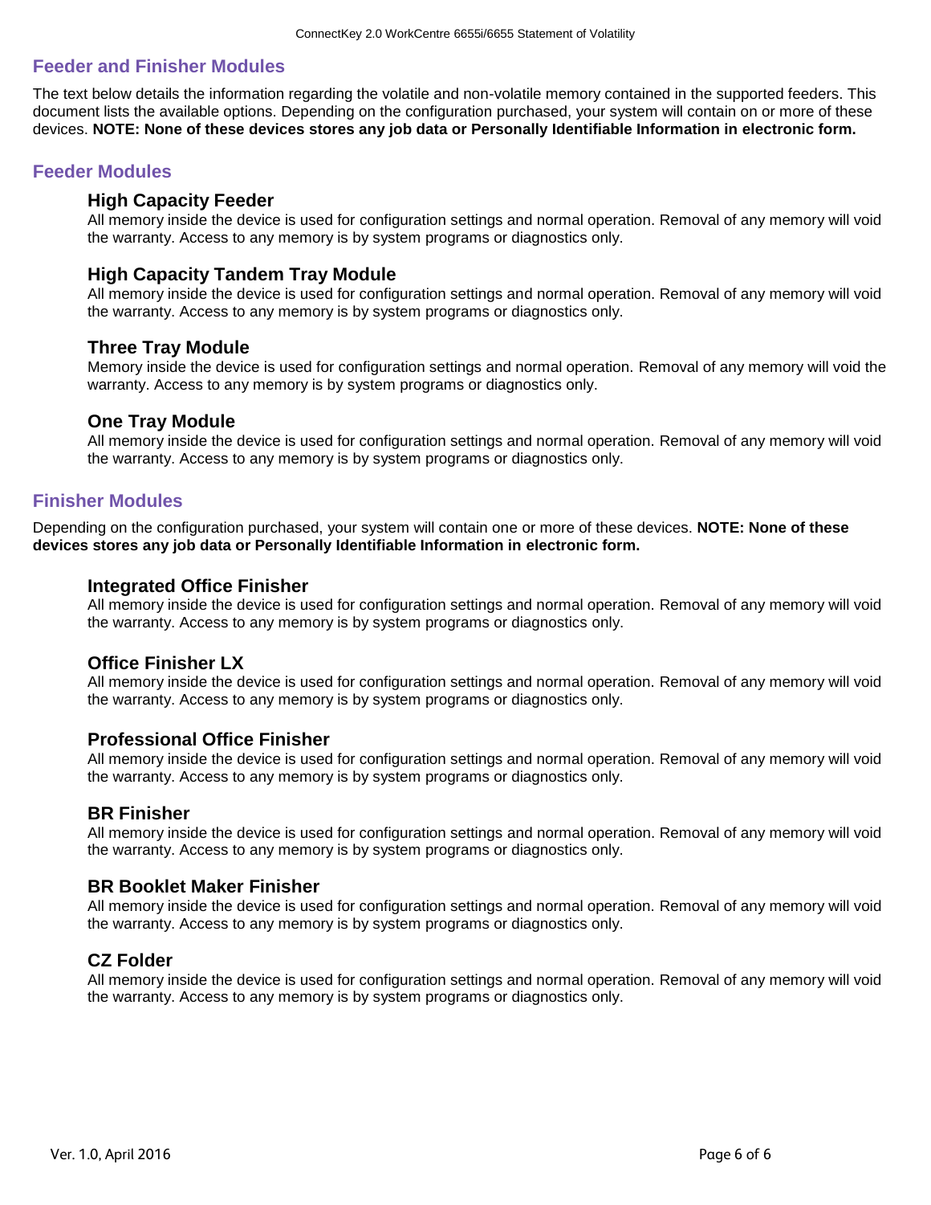## Feeder and Finisher Modules

The text below details the information regarding the volatile and non-volatile memory contained in the supported feeders. This document lists the available options. Depending on the configuration purchased, your system will contain on or more of these devices. **NOTE: None of these devices stores any job data or Personally Identifiable Information in electronic form.**

## Feeder Modules

### High Capacity Feeder

All memory inside the device is used for configuration settings and normal operation. Removal of any memory will void the warranty. Access to any memory is by system programs or diagnostics only.

### High Capacity Tandem Tray Module

All memory inside the device is used for configuration settings and normal operation. Removal of any memory will void the warranty. Access to any memory is by system programs or diagnostics only.

### Three Tray Module

Memory inside the device is used for configuration settings and normal operation. Removal of any memory will void the warranty. Access to any memory is by system programs or diagnostics only.

### One Tray Module

All memory inside the device is used for configuration settings and normal operation. Removal of any memory will void the warranty. Access to any memory is by system programs or diagnostics only.

## Finisher Modules

Depending on the configuration purchased, your system will contain one or more of these devices. **NOTE: None of these devices stores any job data or Personally Identifiable Information in electronic form.**

### Integrated Office Finisher

All memory inside the device is used for configuration settings and normal operation. Removal of any memory will void the warranty. Access to any memory is by system programs or diagnostics only.

### Office Finisher LX

All memory inside the device is used for configuration settings and normal operation. Removal of any memory will void the warranty. Access to any memory is by system programs or diagnostics only.

### Professional Office Finisher

All memory inside the device is used for configuration settings and normal operation. Removal of any memory will void the warranty. Access to any memory is by system programs or diagnostics only.

### BR Finisher

All memory inside the device is used for configuration settings and normal operation. Removal of any memory will void the warranty. Access to any memory is by system programs or diagnostics only.

### BR Booklet Maker Finisher

All memory inside the device is used for configuration settings and normal operation. Removal of any memory will void the warranty. Access to any memory is by system programs or diagnostics only.

### CZ Folder

All memory inside the device is used for configuration settings and normal operation. Removal of any memory will void the warranty. Access to any memory is by system programs or diagnostics only.